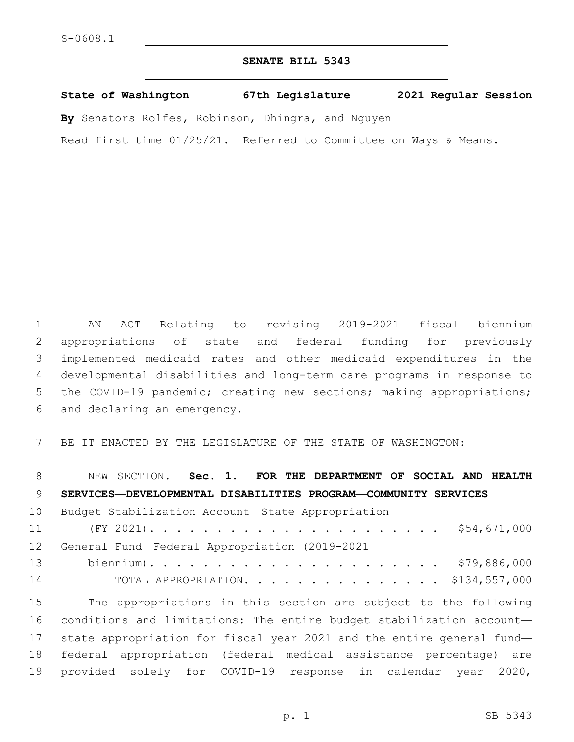S-0608.1

# SENATE BILL 5343

**State of Washington 67th Legislature 2021 Regular Session**

**By** Senators Rolfes, Robinson, Dhingra, and Nguyen

Read first time 01/25/21. Referred to Committee on Ways & Means.

AN ACT Relating to revising 2019-2021 fiscal biennium appropriations of state and federal funding for previously implemented medicaid rates and other medicaid expenditures in the developmental disabilities and long-term care programs in response to the COVID-19 pandemic; creating new sections; making appropriations; and declaring an emergency.

BE IT ENACTED BY THE LEGISLATURE OF THE STATE OF WASHINGTON:

NEW SECTION. **Sec. 1. FOR THE DEPARTMENT OF SOCIAL AND HEALTH SERVICES—DEVELOPMENTAL DISABILITIES PROGRAM—COMMUNITY SERVICES**

Budget Stabilization Account—State Appropriation (FY 2021). . . . . . . . . . . . . . . . . . . . . . . $54,671,000

General Fund—Federal Appropriation (2019-2021 biennium). . . . . . . . . . . . . . . . . . . . . . . $79,886,000

TOTAL APPROPRIATION. . . . . . . . . . . . . . . . $134,557,000

The appropriations in this section are subject to the following conditions and limitations: The entire budget stabilization account—state appropriation for fiscal year 2021 and the entire general fund—federal appropriation (federal medical assistance percentage) are provided solely for COVID-19 response in calendar year 2020,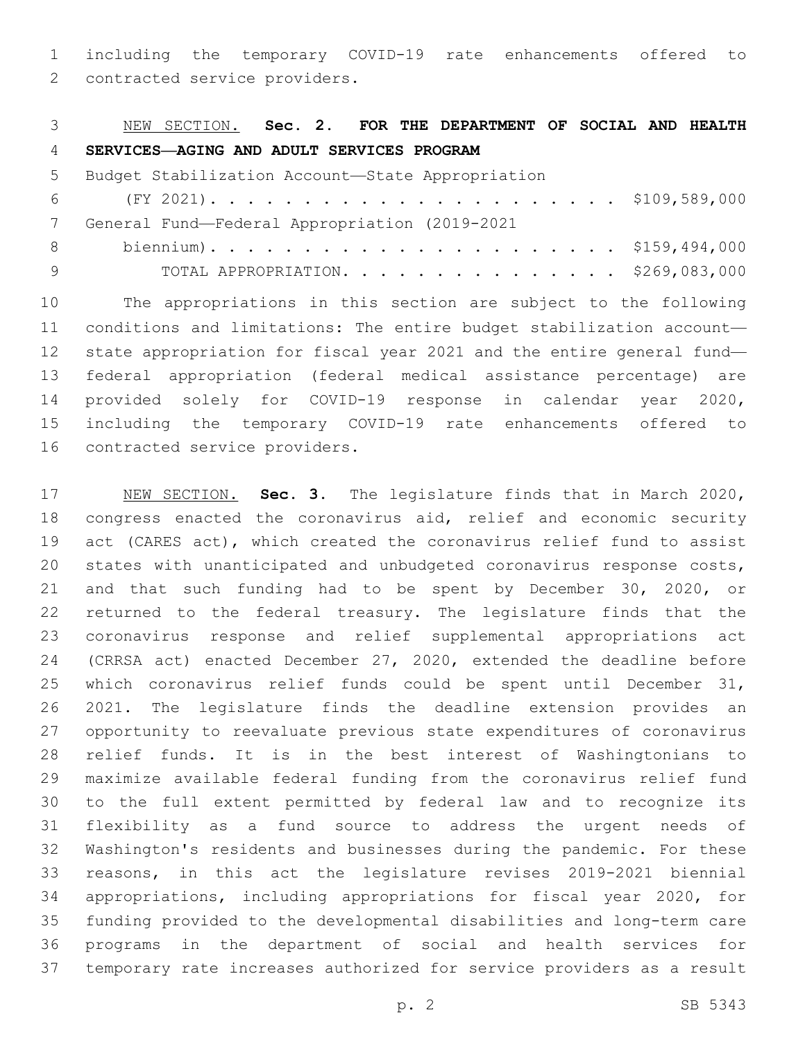including the temporary COVID-19 rate enhancements offered to contracted service providers.

NEW SECTION. **Sec. 2. FOR THE DEPARTMENT OF SOCIAL AND HEALTH SERVICES—AGING AND ADULT SERVICES PROGRAM**

Budget Stabilization Account—State Appropriation (FY 2021). . . . . . . . . . . . . . . . . . . . . . . $109,589,000

General Fund—Federal Appropriation (2019-2021 biennium). . . . . . . . . . . . . . . . . . . . . . . . $159,494,000

TOTAL APPROPRIATION. . . . . . . . . . . . . . . . $269,083,000

The appropriations in this section are subject to the following conditions and limitations: The entire budget stabilization account—state appropriation for fiscal year 2021 and the entire general fund—federal appropriation (federal medical assistance percentage) are provided solely for COVID-19 response in calendar year 2020, including the temporary COVID-19 rate enhancements offered to contracted service providers.

NEW SECTION. **Sec. 3.** The legislature finds that in March 2020, congress enacted the coronavirus aid, relief and economic security act (CARES act), which created the coronavirus relief fund to assist states with unanticipated and unbudgeted coronavirus response costs, and that such funding had to be spent by December 30, 2020, or returned to the federal treasury. The legislature finds that the coronavirus response and relief supplemental appropriations act (CRRSA act) enacted December 27, 2020, extended the deadline before which coronavirus relief funds could be spent until December 31, 2021. The legislature finds the deadline extension provides an opportunity to reevaluate previous state expenditures of coronavirus relief funds. It is in the best interest of Washingtonians to maximize available federal funding from the coronavirus relief fund to the full extent permitted by federal law and to recognize its flexibility as a fund source to address the urgent needs of Washington's residents and businesses during the pandemic. For these reasons, in this act the legislature revises 2019-2021 biennial appropriations, including appropriations for fiscal year 2020, for funding provided to the developmental disabilities and long-term care programs in the department of social and health services for temporary rate increases authorized for service providers as a result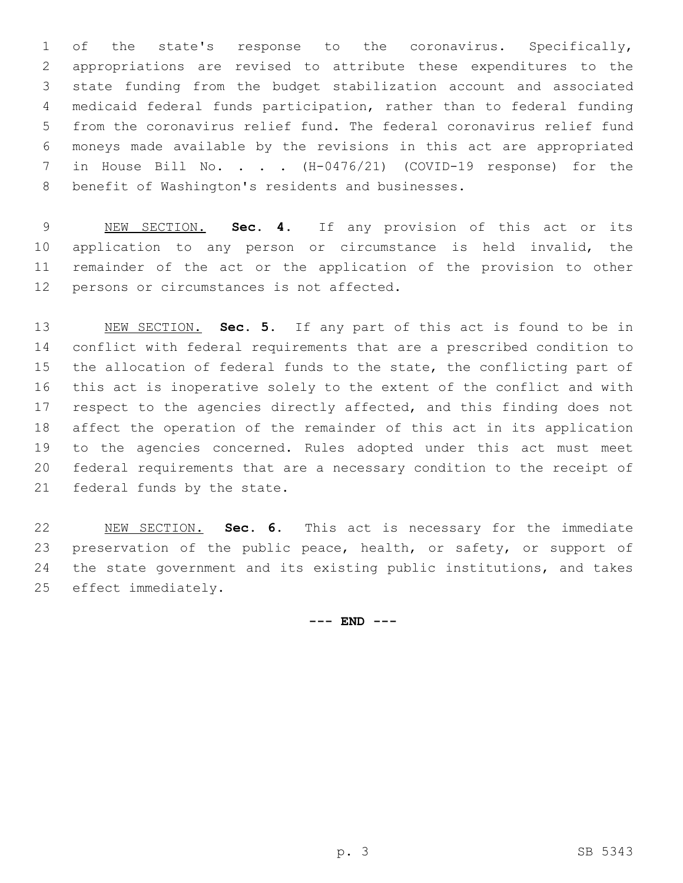of the state's response to the coronavirus. Specifically, appropriations are revised to attribute these expenditures to the state funding from the budget stabilization account and associated medicaid federal funds participation, rather than to federal funding from the coronavirus relief fund. The federal coronavirus relief fund moneys made available by the revisions in this act are appropriated in House Bill No. . . . (H-0476/21) (COVID-19 response) for the benefit of Washington's residents and businesses.

NEW SECTION. **Sec. 4.** If any provision of this act or its application to any person or circumstance is held invalid, the remainder of the act or the application of the provision to other persons or circumstances is not affected.

NEW SECTION. **Sec. 5.** If any part of this act is found to be in conflict with federal requirements that are a prescribed condition to the allocation of federal funds to the state, the conflicting part of this act is inoperative solely to the extent of the conflict and with respect to the agencies directly affected, and this finding does not affect the operation of the remainder of this act in its application to the agencies concerned. Rules adopted under this act must meet federal requirements that are a necessary condition to the receipt of federal funds by the state.

NEW SECTION. **Sec. 6.** This act is necessary for the immediate preservation of the public peace, health, or safety, or support of the state government and its existing public institutions, and takes effect immediately.

**--- END ---**